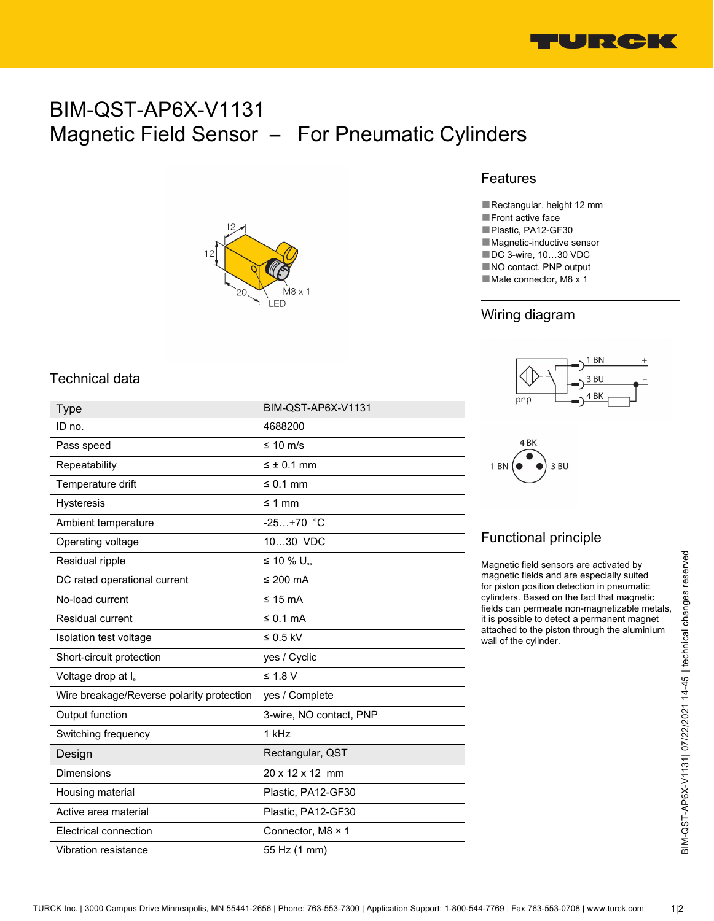# BIM-QST-AP6X-V1131

# Magnetic Field Sensor – For Pneumatic Cylinders

## Features

- Rectangular, height 12 mm
- Front active face
- Plastic, PA12-GF30
- Magnetic-inductive sensor
- DC 3-wire, 10…30 VDC
- NO contact, PNP output
- Male connector, M8 x 1

## Wiring diagram

## Functional principle

Magnetic field sensors are activated by magnetic fields and are especially suited for piston position detection in pneumatic cylinders. Based on the fact that magnetic fields can permeate non-magnetizable metals, it is possible to detect a permanent magnet attached to the piston through the aluminium wall of the cylinder.

## Technical data

| Type | BIM-QST-AP6X-V1131 |
|---|---|
| ID no. | 4688200 |
| Pass speed | ≤ 10 m/s |
| Repeatability | ≤ ± 0.1 mm |
| Temperature drift | ≤ 0.1 mm |
| Hysteresis | ≤ 1 mm |
| Ambient temperature | -25…+70 °C |
| Operating voltage | 10…30 VDC |
| Residual ripple | ≤ 10 % $U_{ss}$ |
| DC rated operational current | ≤ 200 mA |
| No-load current | ≤ 15 mA |
| Residual current | ≤ 0.1 mA |
| Isolation test voltage | ≤ 0.5 kV |
| Short-circuit protection | yes / Cyclic |
| Voltage drop at $I_e$ | ≤ 1.8 V |
| Wire breakage/Reverse polarity protection | yes / Complete |
| Output function | 3-wire, NO contact, PNP |
| Switching frequency | 1 kHz |
| **Design** | Rectangular, QST |
| Dimensions | 20 x 12 x 12 mm |
| Housing material | Plastic, PA12-GF30 |
| Active area material | Plastic, PA12-GF30 |
| Electrical connection | Connector, M8 × 1 |
| Vibration resistance | 55 Hz (1 mm) |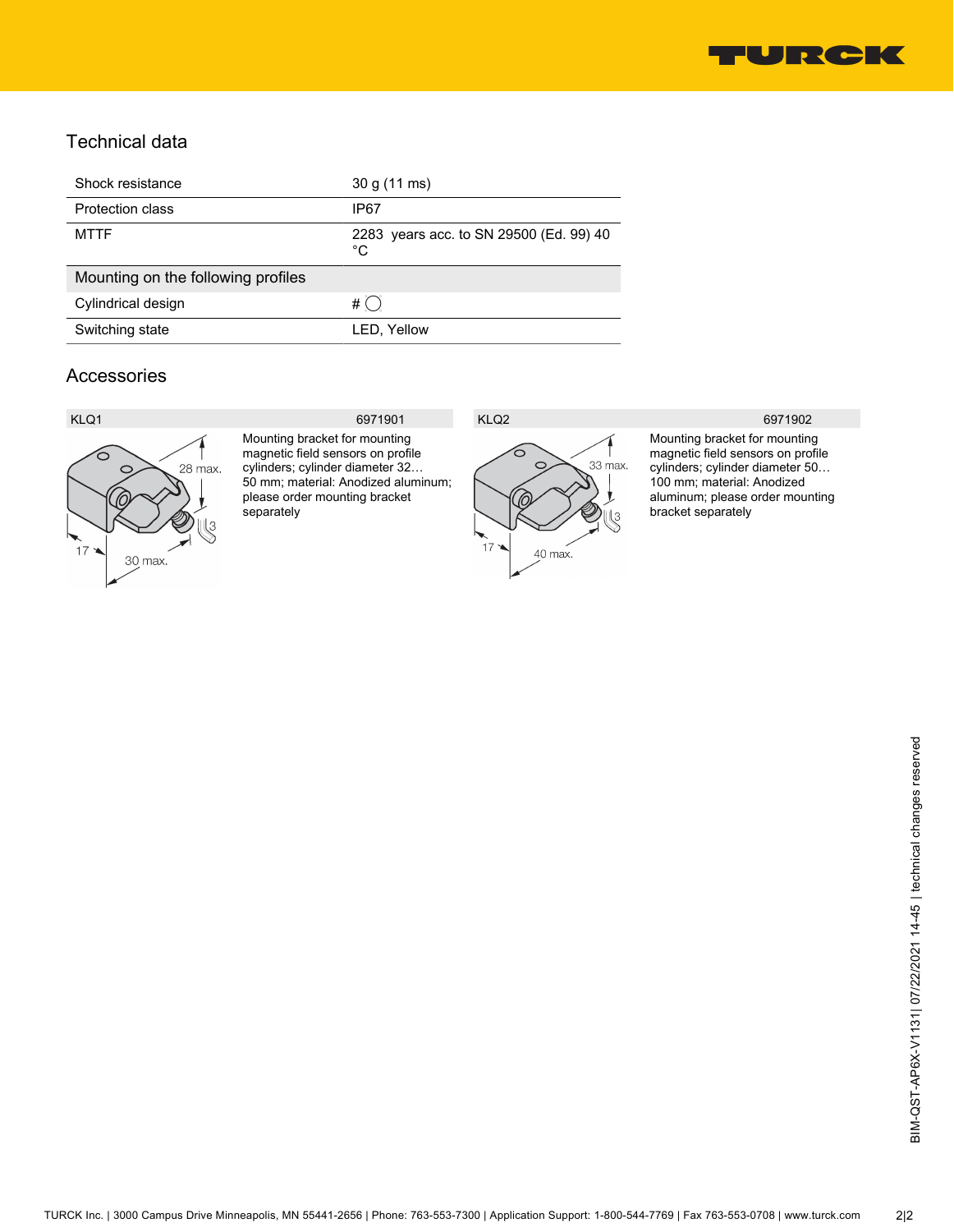## Technical data

| | |
|---|---|
| Shock resistance | 30 g (11 ms) |
| Protection class | IP67 |
| MTTF | 2283 years acc. to SN 29500 (Ed. 99) 40 °C |
| **Mounting on the following profiles** | |
| Cylindrical design | # ◯ |
| Switching state | LED, Yellow |

## Accessories

| KLQ1 | 6971901 |
|---|---|
| 28 max. 17 30 max. 3 | Mounting bracket for mounting magnetic field sensors on profile cylinders; cylinder diameter 32… 50 mm; material: Anodized aluminum; please order mounting bracket separately |

| KLQ2 | 6971902 |
|---|---|
| 33 max. 17 40 max. 3 | Mounting bracket for mounting magnetic field sensors on profile cylinders; cylinder diameter 50… 100 mm; material: Anodized aluminum; please order mounting bracket separately |

BIM-QST-AP6X-V1131| 07/22/2021 14-45 | technical changes reserved